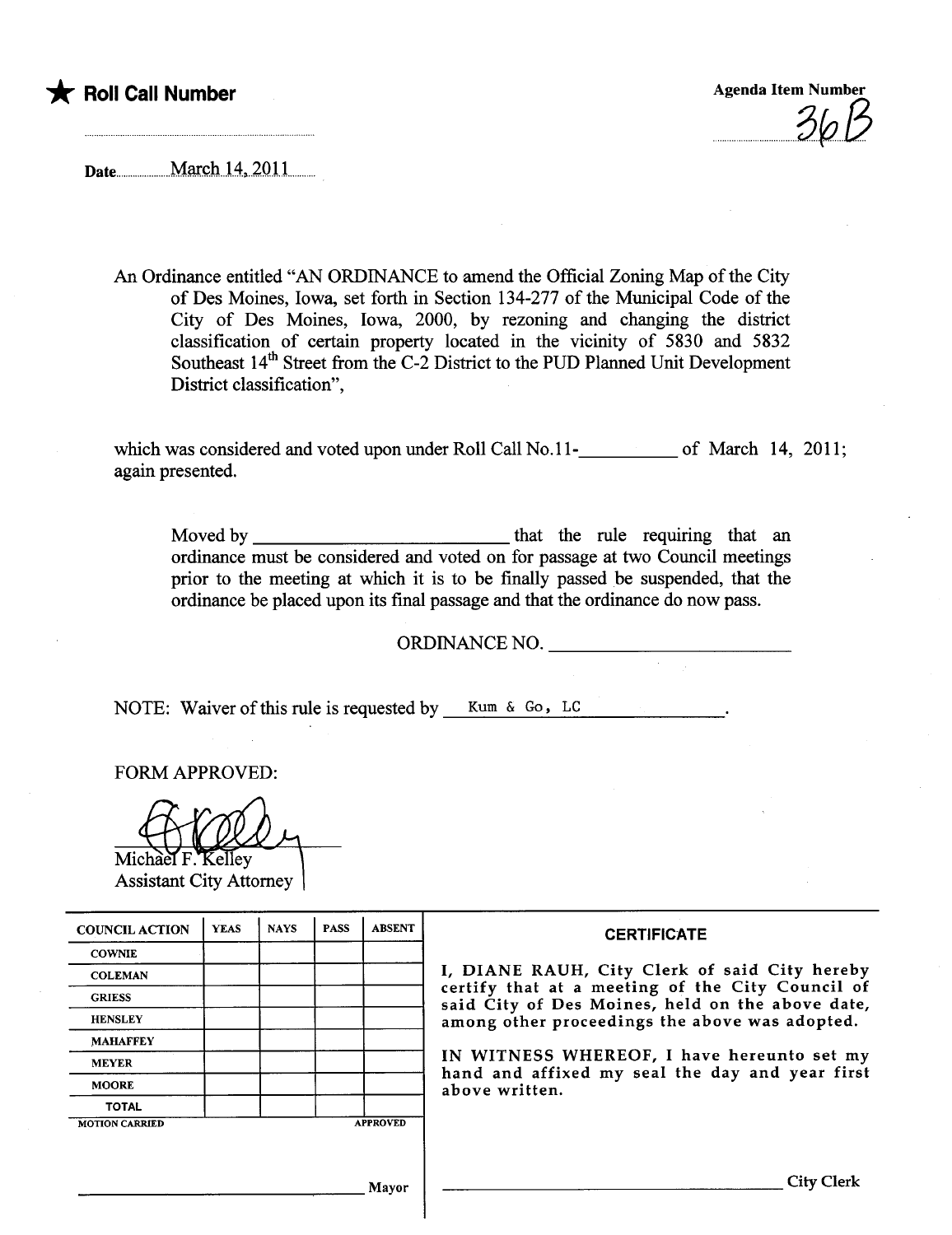★ **Roll Call Number**

Agenda Item Number

36B

Date March 14, 2011

An Ordinance entitled "AN ORDINANCE to amend the Official Zoning Map of the City of Des Moines, Iowa, set forth in Section 134-277 of the Municipal Code of the City of Des Moines, Iowa, 2000, by rezoning and changing the district classification of certain property located in the vicinity of 5830 and 5832 Southeast 14th Street from the C-2 District to the PUD Planned Unit Development District classification",

which was considered and voted upon under Roll Call No.11-__________ of March 14, 2011; again presented.

Moved by __________________________ that the rule requiring that an ordinance must be considered and voted on for passage at two Council meetings prior to the meeting at which it is to be finally passed be suspended, that the ordinance be placed upon its final passage and that the ordinance do now pass.

ORDINANCE NO. __________________________

NOTE: Waiver of this rule is requested by Kum & Go, LC.

FORM APPROVED:

Michael F. Kelley
Assistant City Attorney

| COUNCIL ACTION | YEAS | NAYS | PASS | ABSENT |
|---|---|---|---|---|
| COWNIE | | | | |
| COLEMAN | | | | |
| GRIESS | | | | |
| HENSLEY | | | | |
| MAHAFFEY | | | | |
| MEYER | | | | |
| MOORE | | | | |
| TOTAL | | | | |
| MOTION CARRIED | | | | APPROVED |

__________________________ Mayor

**CERTIFICATE**

I, DIANE RAUH, City Clerk of said City hereby certify that at a meeting of the City Council of said City of Des Moines, held on the above date, among other proceedings the above was adopted.

IN WITNESS WHEREOF, I have hereunto set my hand and affixed my seal the day and year first above written.

__________________________ City Clerk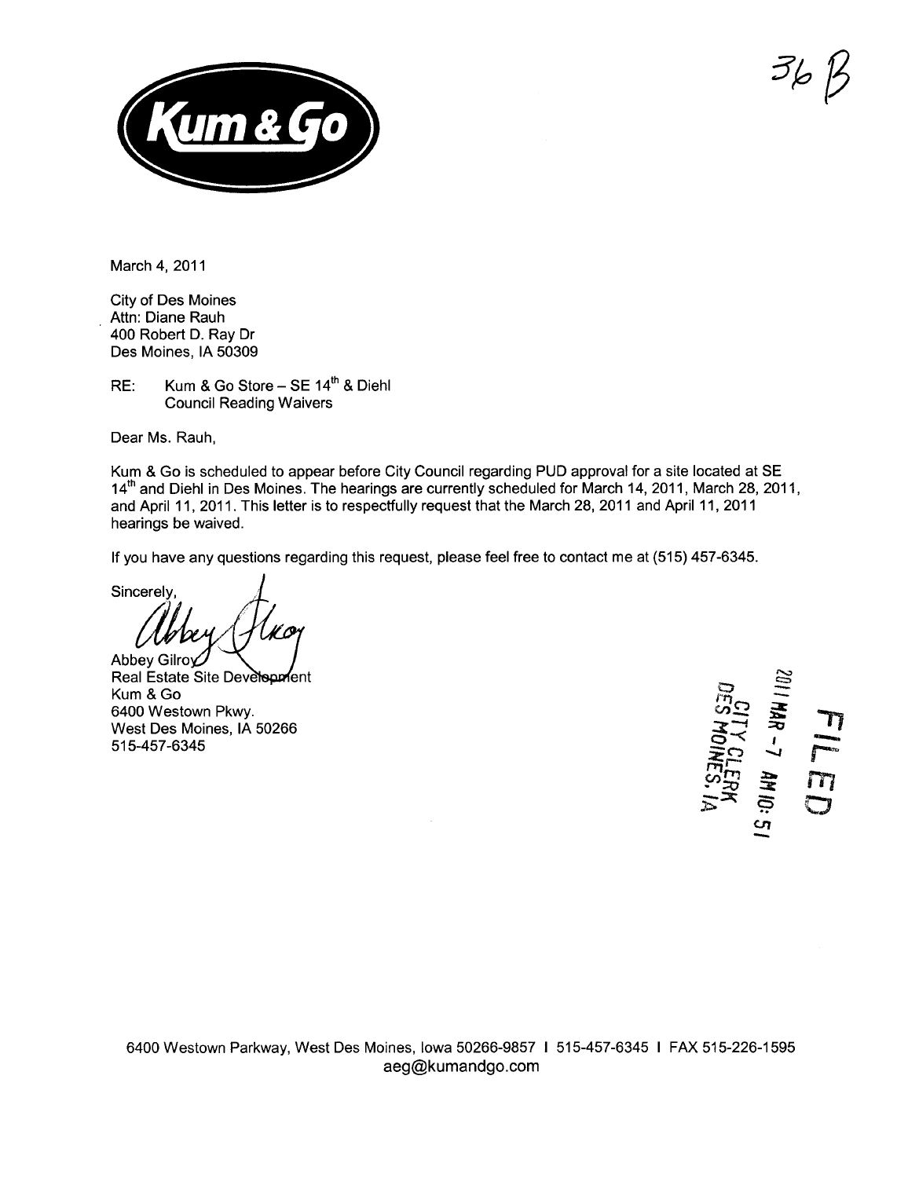36 B

Kum & Go

March 4, 2011

City of Des Moines
Attn: Diane Rauh
400 Robert D. Ray Dr
Des Moines, IA 50309

RE: Kum & Go Store – SE 14th & Diehl
Council Reading Waivers

Dear Ms. Rauh,

Kum & Go is scheduled to appear before City Council regarding PUD approval for a site located at SE 14th and Diehl in Des Moines. The hearings are currently scheduled for March 14, 2011, March 28, 2011, and April 11, 2011. This letter is to respectfully request that the March 28, 2011 and April 11, 2011 hearings be waived.

If you have any questions regarding this request, please feel free to contact me at (515) 457-6345.

Sincerely,

Abbey Gilroy
Real Estate Site Development
Kum & Go
6400 Westown Pkwy.
West Des Moines, IA 50266
515-457-6345

FILED
2011 MAR -7 AM 10: 51
CITY CLERK
DES MOINES, IA

6400 Westown Parkway, West Des Moines, Iowa 50266-9857 | 515-457-6345 | FAX 515-226-1595
aeg@kumandgo.com